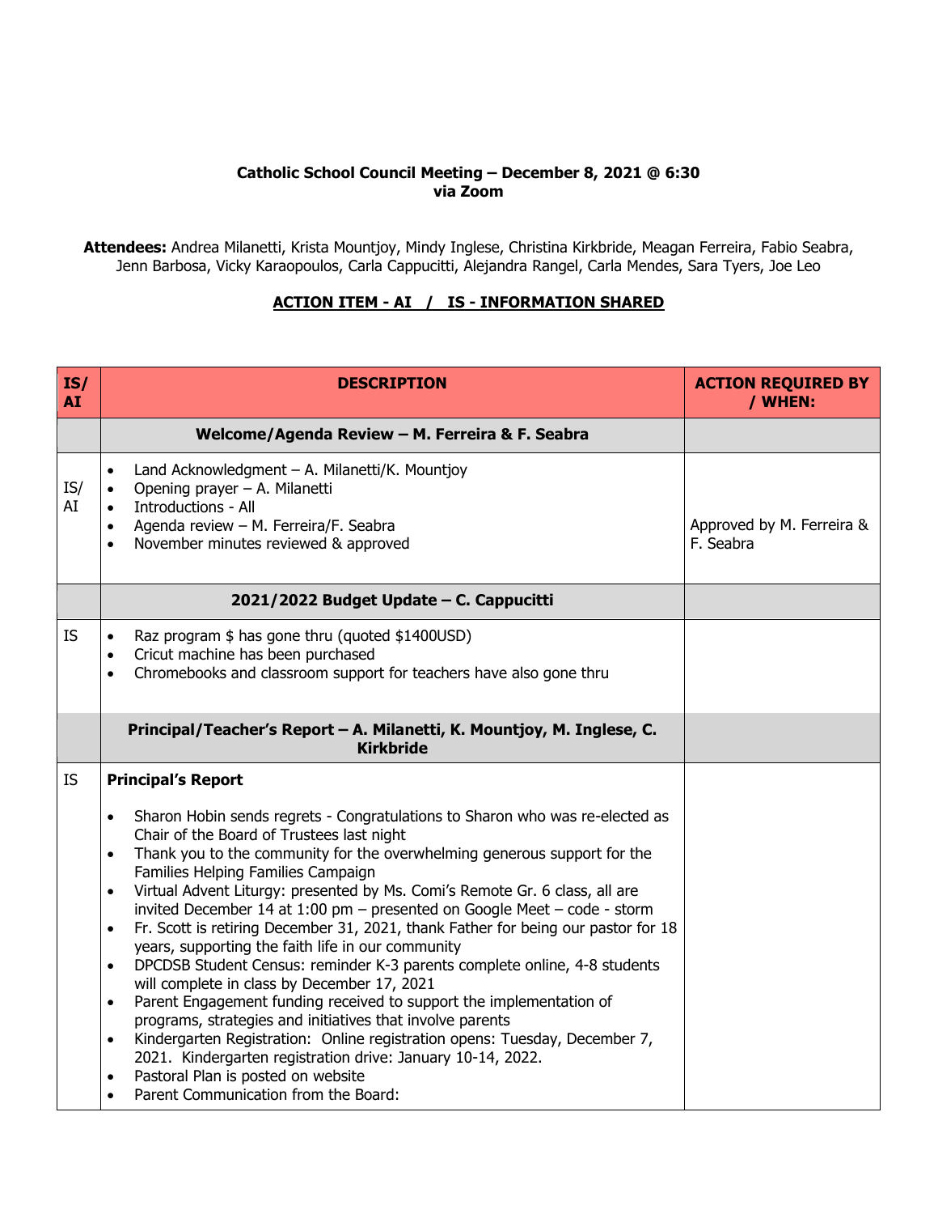**Catholic School Council Meeting – December 8, 2021 @ 6:30**
**via Zoom**

**Attendees:** Andrea Milanetti, Krista Mountjoy, Mindy Inglese, Christina Kirkbride, Meagan Ferreira, Fabio Seabra, Jenn Barbosa, Vicky Karaopoulos, Carla Cappucitti, Alejandra Rangel, Carla Mendes, Sara Tyers, Joe Leo

**ACTION ITEM - AI / IS - INFORMATION SHARED**

| IS/ AI | DESCRIPTION | ACTION REQUIRED BY / WHEN: |
|---|---|---|
| | **Welcome/Agenda Review – M. Ferreira & F. Seabra** | |
| IS/ AI | • Land Acknowledgment – A. Milanetti/K. Mountjoy<br>• Opening prayer – A. Milanetti<br>• Introductions - All<br>• Agenda review – M. Ferreira/F. Seabra<br>• November minutes reviewed & approved | Approved by M. Ferreira & F. Seabra |
| | **2021/2022 Budget Update – C. Cappucitti** | |
| IS | • Raz program $ has gone thru (quoted $1400USD)<br>• Cricut machine has been purchased<br>• Chromebooks and classroom support for teachers have also gone thru | |
| | **Principal/Teacher's Report – A. Milanetti, K. Mountjoy, M. Inglese, C. Kirkbride** | |
| IS | **Principal's Report**<br>• Sharon Hobin sends regrets - Congratulations to Sharon who was re-elected as Chair of the Board of Trustees last night<br>• Thank you to the community for the overwhelming generous support for the Families Helping Families Campaign<br>• Virtual Advent Liturgy: presented by Ms. Comi's Remote Gr. 6 class, all are invited December 14 at 1:00 pm – presented on Google Meet – code - storm<br>• Fr. Scott is retiring December 31, 2021, thank Father for being our pastor for 18 years, supporting the faith life in our community<br>• DPCDSB Student Census: reminder K-3 parents complete online, 4-8 students will complete in class by December 17, 2021<br>• Parent Engagement funding received to support the implementation of programs, strategies and initiatives that involve parents<br>• Kindergarten Registration: Online registration opens: Tuesday, December 7, 2021. Kindergarten registration drive: January 10-14, 2022.<br>• Pastoral Plan is posted on website<br>• Parent Communication from the Board: | |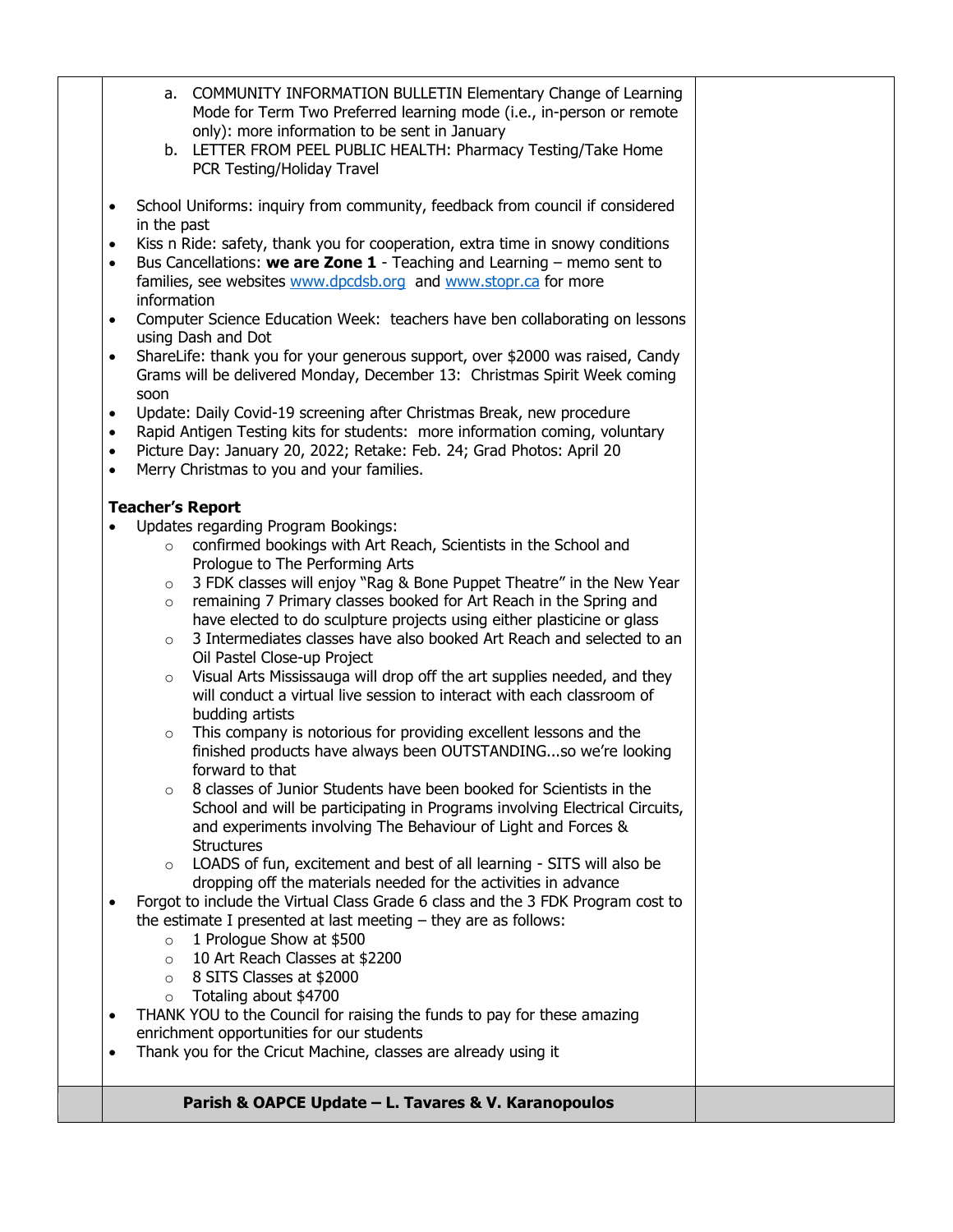a. COMMUNITY INFORMATION BULLETIN Elementary Change of Learning Mode for Term Two Preferred learning mode (i.e., in-person or remote only): more information to be sent in January
b. LETTER FROM PEEL PUBLIC HEALTH: Pharmacy Testing/Take Home PCR Testing/Holiday Travel

- School Uniforms: inquiry from community, feedback from council if considered in the past
- Kiss n Ride: safety, thank you for cooperation, extra time in snowy conditions
- Bus Cancellations: **we are Zone 1** - Teaching and Learning – memo sent to families, see websites www.dpcdsb.org and www.stopr.ca for more information
- Computer Science Education Week: teachers have ben collaborating on lessons using Dash and Dot
- ShareLife: thank you for your generous support, over $2000 was raised, Candy Grams will be delivered Monday, December 13: Christmas Spirit Week coming soon
- Update: Daily Covid-19 screening after Christmas Break, new procedure
- Rapid Antigen Testing kits for students: more information coming, voluntary
- Picture Day: January 20, 2022; Retake: Feb. 24; Grad Photos: April 20
- Merry Christmas to you and your families.

**Teacher's Report**

- Updates regarding Program Bookings:
  - confirmed bookings with Art Reach, Scientists in the School and Prologue to The Performing Arts
  - 3 FDK classes will enjoy "Rag & Bone Puppet Theatre" in the New Year
  - remaining 7 Primary classes booked for Art Reach in the Spring and have elected to do sculpture projects using either plasticine or glass
  - 3 Intermediates classes have also booked Art Reach and selected to an Oil Pastel Close-up Project
  - Visual Arts Mississauga will drop off the art supplies needed, and they will conduct a virtual live session to interact with each classroom of budding artists
  - This company is notorious for providing excellent lessons and the finished products have always been OUTSTANDING...so we're looking forward to that
  - 8 classes of Junior Students have been booked for Scientists in the School and will be participating in Programs involving Electrical Circuits, and experiments involving The Behaviour of Light and Forces & Structures
  - LOADS of fun, excitement and best of all learning - SITS will also be dropping off the materials needed for the activities in advance
- Forgot to include the Virtual Class Grade 6 class and the 3 FDK Program cost to the estimate I presented at last meeting – they are as follows:
  - 1 Prologue Show at $500
  - 10 Art Reach Classes at $2200
  - 8 SITS Classes at $2000
  - Totaling about $4700
- THANK YOU to the Council for raising the funds to pay for these amazing enrichment opportunities for our students
- Thank you for the Cricut Machine, classes are already using it

**Parish & OAPCE Update – L. Tavares & V. Karanopoulos**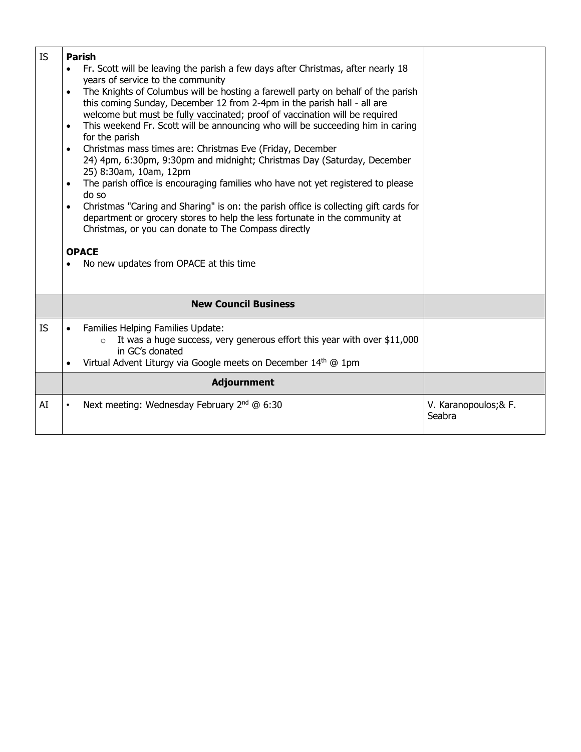| | | |
|---|---|---|
| IS | **Parish**<br>• Fr. Scott will be leaving the parish a few days after Christmas, after nearly 18 years of service to the community<br>• The Knights of Columbus will be hosting a farewell party on behalf of the parish this coming Sunday, December 12 from 2-4pm in the parish hall - all are welcome but <u>must be fully vaccinated</u>; proof of vaccination will be required<br>• This weekend Fr. Scott will be announcing who will be succeeding him in caring for the parish<br>• Christmas mass times are: Christmas Eve (Friday, December 24) 4pm, 6:30pm, 9:30pm and midnight; Christmas Day (Saturday, December 25) 8:30am, 10am, 12pm<br>• The parish office is encouraging families who have not yet registered to please do so<br>• Christmas "Caring and Sharing" is on: the parish office is collecting gift cards for department or grocery stores to help the less fortunate in the community at Christmas, or you can donate to The Compass directly<br><br>**OPACE**<br>• No new updates from OPACE at this time | |
| | **New Council Business** | |
| IS | • Families Helping Families Update:<br>  ○ It was a huge success, very generous effort this year with over $11,000 in GC's donated<br>• Virtual Advent Liturgy via Google meets on December 14th @ 1pm | |
| | **Adjournment** | |
| AI | • Next meeting: Wednesday February 2nd @ 6:30 | V. Karanopoulos;& F. Seabra |